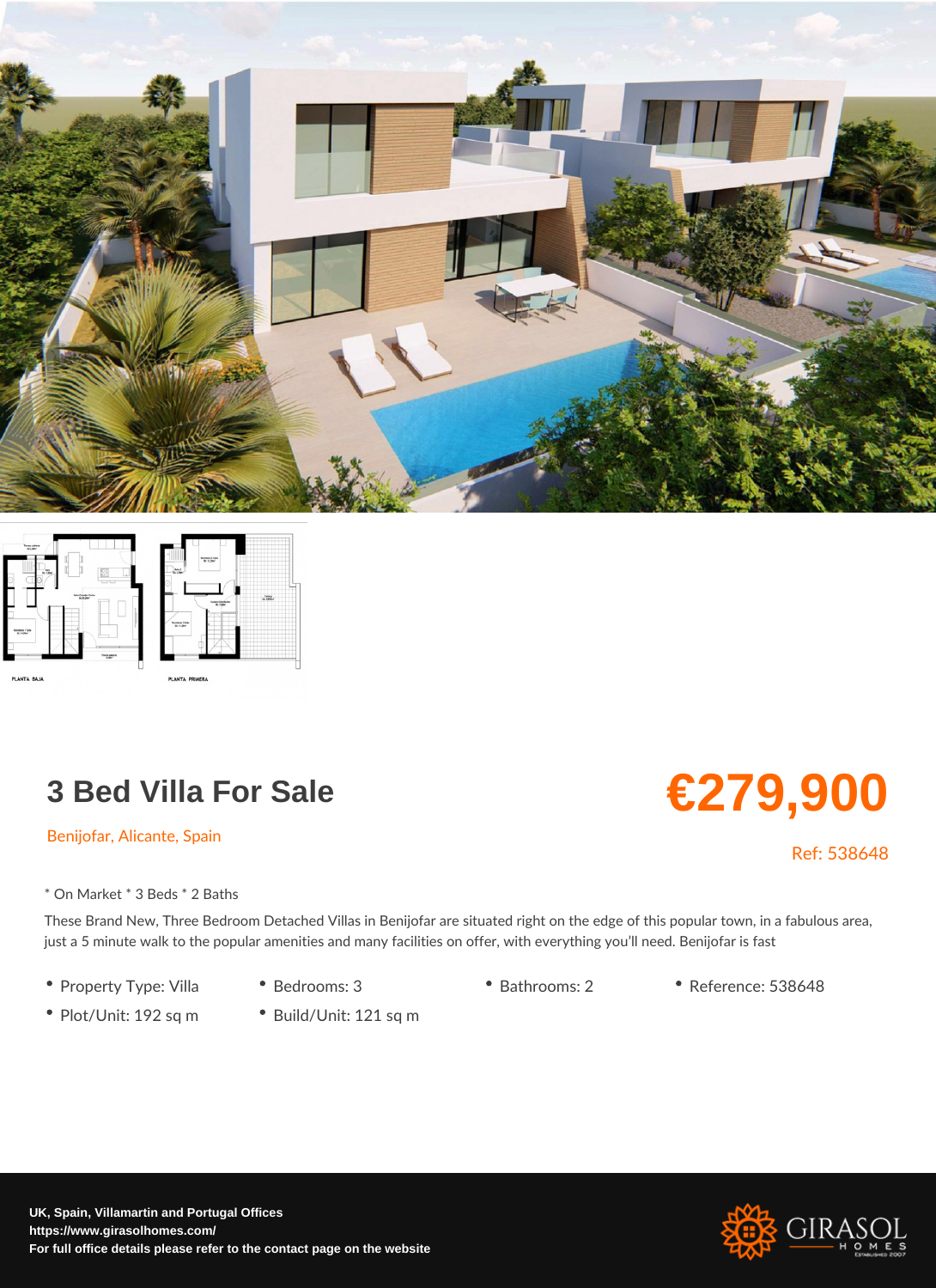# 3 Bed Villa For Sale

**€279,900**

Benijofar, Alicante, Spain

Ref: 538648

* On Market * 3 Beds * 2 Baths

These Brand New, Three Bedroom Detached Villas in Benijofar are situated right on the edge of this popular town, in a fabulous area, just a 5 minute walk to the popular amenities and many facilities on offer, with everything you'll need. Benijofar is fast

- Property Type: Villa
- Bedrooms: 3
- Bathrooms: 2
- Reference: 538648
- Plot/Unit: 192 sq m
- Build/Unit: 121 sq m

**UK, Spain, Villamartin and Portugal Offices**
**https://www.girasolhomes.com/**
**For full office details please refer to the contact page on the website**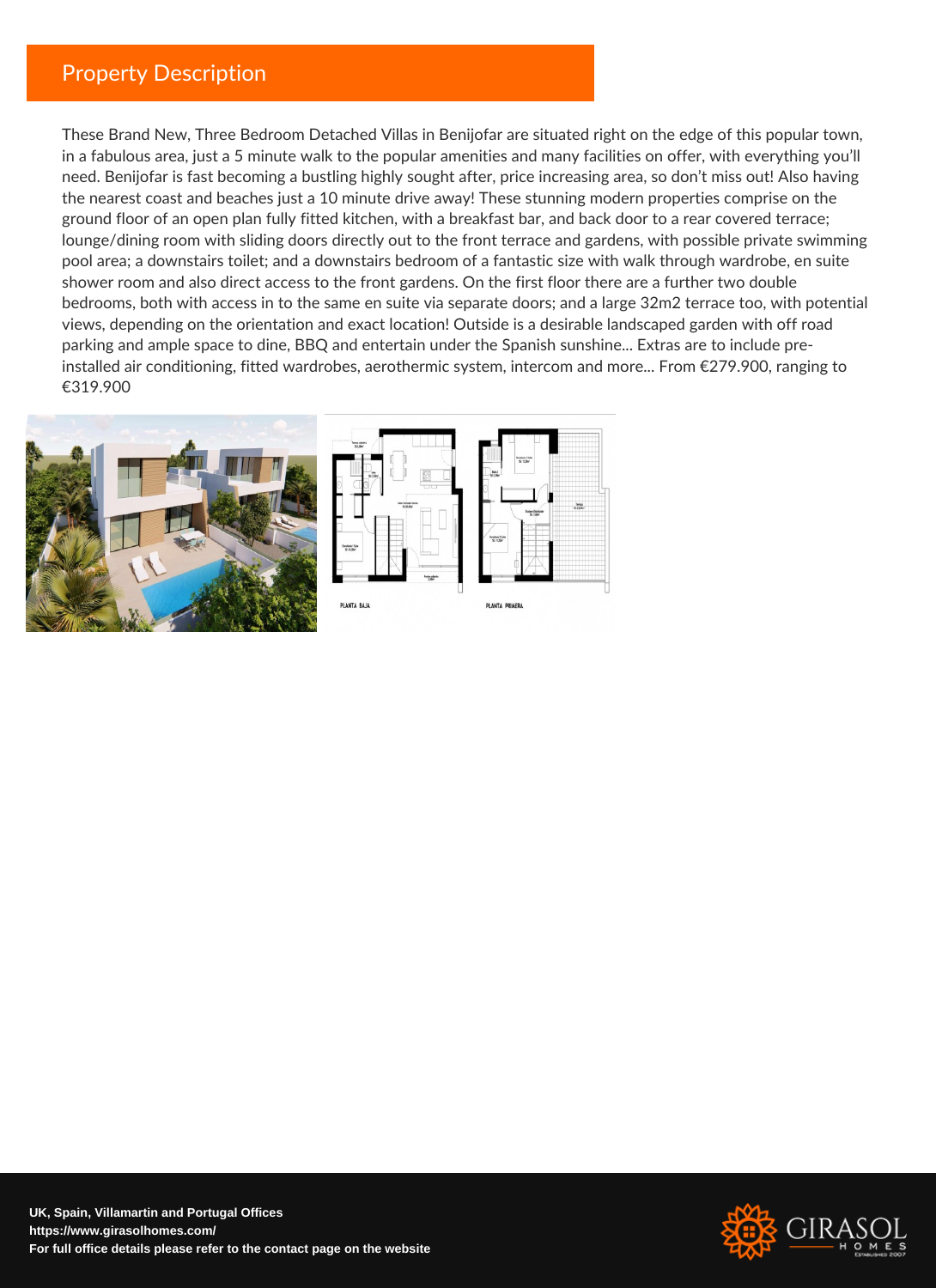## Property Description

These Brand New, Three Bedroom Detached Villas in Benijofar are situated right on the edge of this popular town, in a fabulous area, just a 5 minute walk to the popular amenities and many facilities on offer, with everything you'll need. Benijofar is fast becoming a bustling highly sought after, price increasing area, so don't miss out! Also having the nearest coast and beaches just a 10 minute drive away! These stunning modern properties comprise on the ground floor of an open plan fully fitted kitchen, with a breakfast bar, and back door to a rear covered terrace; lounge/dining room with sliding doors directly out to the front terrace and gardens, with possible private swimming pool area; a downstairs toilet; and a downstairs bedroom of a fantastic size with walk through wardrobe, en suite shower room and also direct access to the front gardens. On the first floor there are a further two double bedrooms, both with access in to the same en suite via separate doors; and a large 32m2 terrace too, with potential views, depending on the orientation and exact location! Outside is a desirable landscaped garden with off road parking and ample space to dine, BBQ and entertain under the Spanish sunshine... Extras are to include pre-installed air conditioning, fitted wardrobes, aerothermic system, intercom and more... From €279.900, ranging to €319.900

**UK, Spain, Villamartin and Portugal Offices**
**https://www.girasolhomes.com/**
**For full office details please refer to the contact page on the website**